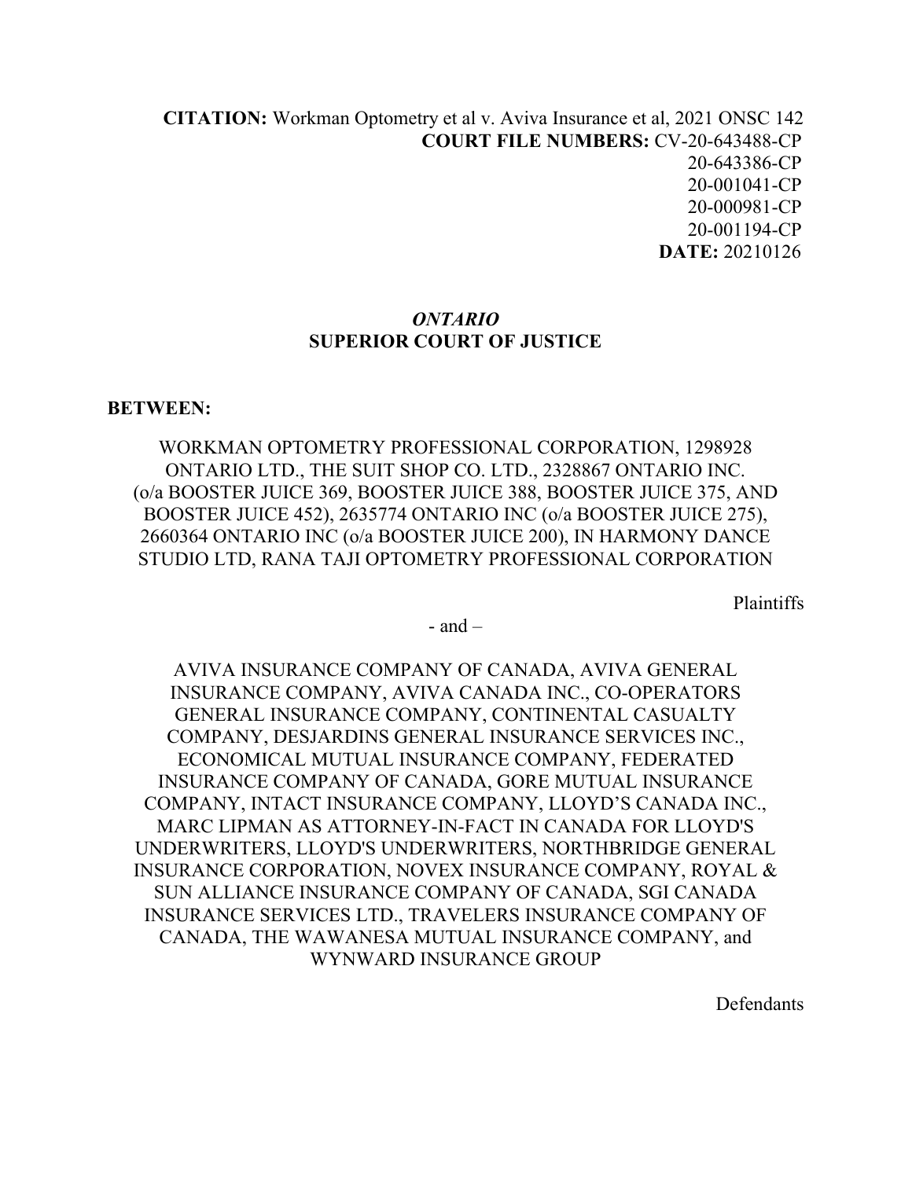**CITATION:** Workman Optometry et al v. Aviva Insurance et al, 2021 ONSC 142
**COURT FILE NUMBERS:** CV-20-643488-CP
20-643386-CP
20-001041-CP
20-000981-CP
20-001194-CP
**DATE:** 20210126

*ONTARIO*
**SUPERIOR COURT OF JUSTICE**

**BETWEEN:**

WORKMAN OPTOMETRY PROFESSIONAL CORPORATION, 1298928 ONTARIO LTD., THE SUIT SHOP CO. LTD., 2328867 ONTARIO INC. (o/a BOOSTER JUICE 369, BOOSTER JUICE 388, BOOSTER JUICE 375, AND BOOSTER JUICE 452), 2635774 ONTARIO INC (o/a BOOSTER JUICE 275), 2660364 ONTARIO INC (o/a BOOSTER JUICE 200), IN HARMONY DANCE STUDIO LTD, RANA TAJI OPTOMETRY PROFESSIONAL CORPORATION

Plaintiffs

\- and –

AVIVA INSURANCE COMPANY OF CANADA, AVIVA GENERAL INSURANCE COMPANY, AVIVA CANADA INC., CO-OPERATORS GENERAL INSURANCE COMPANY, CONTINENTAL CASUALTY COMPANY, DESJARDINS GENERAL INSURANCE SERVICES INC., ECONOMICAL MUTUAL INSURANCE COMPANY, FEDERATED INSURANCE COMPANY OF CANADA, GORE MUTUAL INSURANCE COMPANY, INTACT INSURANCE COMPANY, LLOYD'S CANADA INC., MARC LIPMAN AS ATTORNEY-IN-FACT IN CANADA FOR LLOYD'S UNDERWRITERS, LLOYD'S UNDERWRITERS, NORTHBRIDGE GENERAL INSURANCE CORPORATION, NOVEX INSURANCE COMPANY, ROYAL & SUN ALLIANCE INSURANCE COMPANY OF CANADA, SGI CANADA INSURANCE SERVICES LTD., TRAVELERS INSURANCE COMPANY OF CANADA, THE WAWANESA MUTUAL INSURANCE COMPANY, and WYNWARD INSURANCE GROUP

Defendants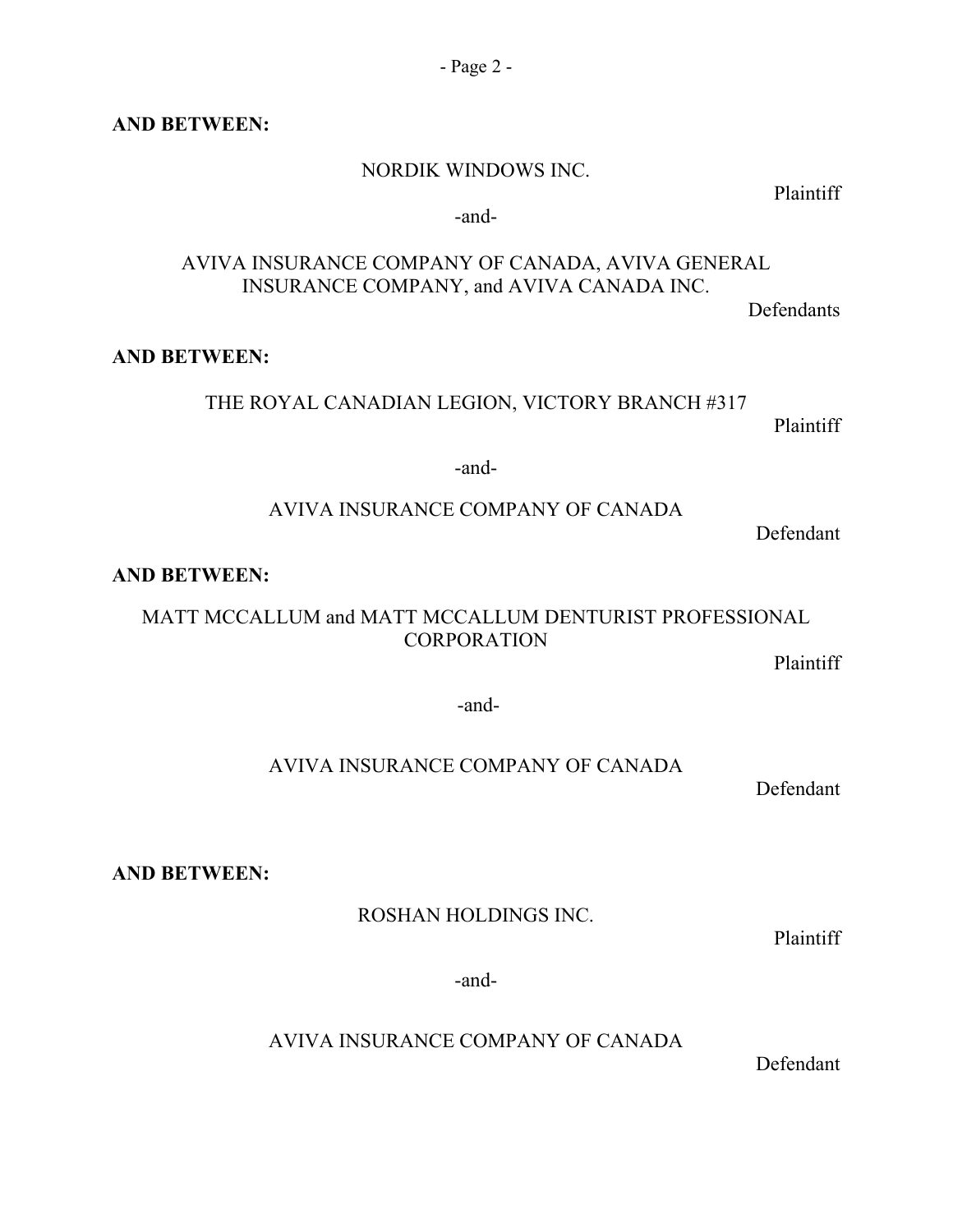**AND BETWEEN:**

NORDIK WINDOWS INC.

Plaintiff

-and-

AVIVA INSURANCE COMPANY OF CANADA, AVIVA GENERAL INSURANCE COMPANY, and AVIVA CANADA INC.

Defendants

**AND BETWEEN:**

THE ROYAL CANADIAN LEGION, VICTORY BRANCH #317

Plaintiff

-and-

AVIVA INSURANCE COMPANY OF CANADA

Defendant

**AND BETWEEN:**

MATT MCCALLUM and MATT MCCALLUM DENTURIST PROFESSIONAL CORPORATION

Plaintiff

-and-

AVIVA INSURANCE COMPANY OF CANADA

Defendant

**AND BETWEEN:**

ROSHAN HOLDINGS INC.

Plaintiff

-and-

AVIVA INSURANCE COMPANY OF CANADA

Defendant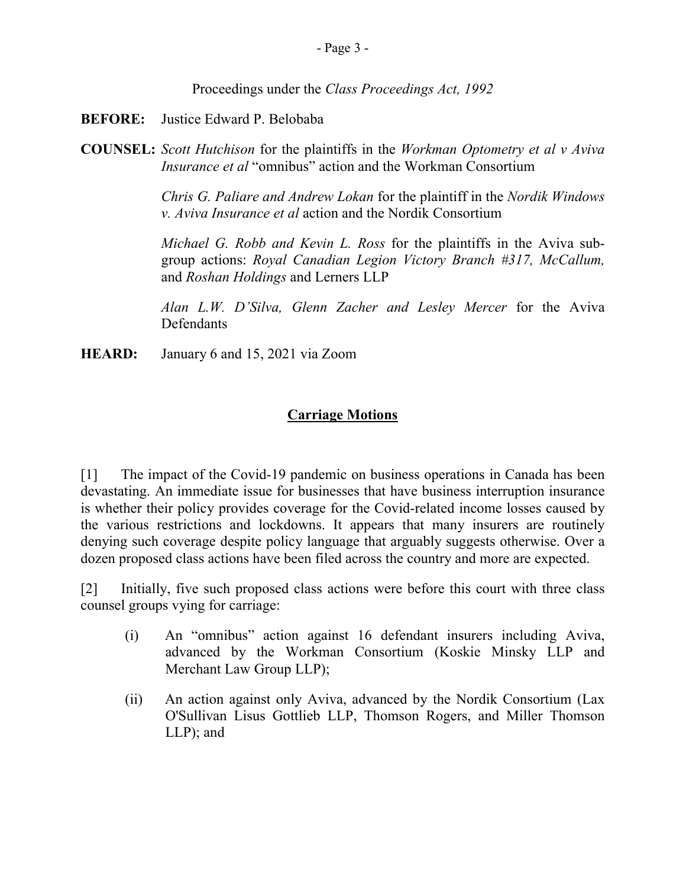Proceedings under the *Class Proceedings Act, 1992*

**BEFORE:** Justice Edward P. Belobaba

**COUNSEL:** *Scott Hutchison* for the plaintiffs in the *Workman Optometry et al v Aviva Insurance et al* "omnibus" action and the Workman Consortium

*Chris G. Paliare and Andrew Lokan* for the plaintiff in the *Nordik Windows v. Aviva Insurance et al* action and the Nordik Consortium

*Michael G. Robb and Kevin L. Ross* for the plaintiffs in the Aviva sub-group actions: *Royal Canadian Legion Victory Branch #317, McCallum,* and *Roshan Holdings* and Lerners LLP

*Alan L.W. D'Silva, Glenn Zacher and Lesley Mercer* for the Aviva Defendants

**HEARD:** January 6 and 15, 2021 via Zoom

## Carriage Motions

[1] The impact of the Covid-19 pandemic on business operations in Canada has been devastating. An immediate issue for businesses that have business interruption insurance is whether their policy provides coverage for the Covid-related income losses caused by the various restrictions and lockdowns. It appears that many insurers are routinely denying such coverage despite policy language that arguably suggests otherwise. Over a dozen proposed class actions have been filed across the country and more are expected.

[2] Initially, five such proposed class actions were before this court with three class counsel groups vying for carriage:

(i) An "omnibus" action against 16 defendant insurers including Aviva, advanced by the Workman Consortium (Koskie Minsky LLP and Merchant Law Group LLP);

(ii) An action against only Aviva, advanced by the Nordik Consortium (Lax O'Sullivan Lisus Gottlieb LLP, Thomson Rogers, and Miller Thomson LLP); and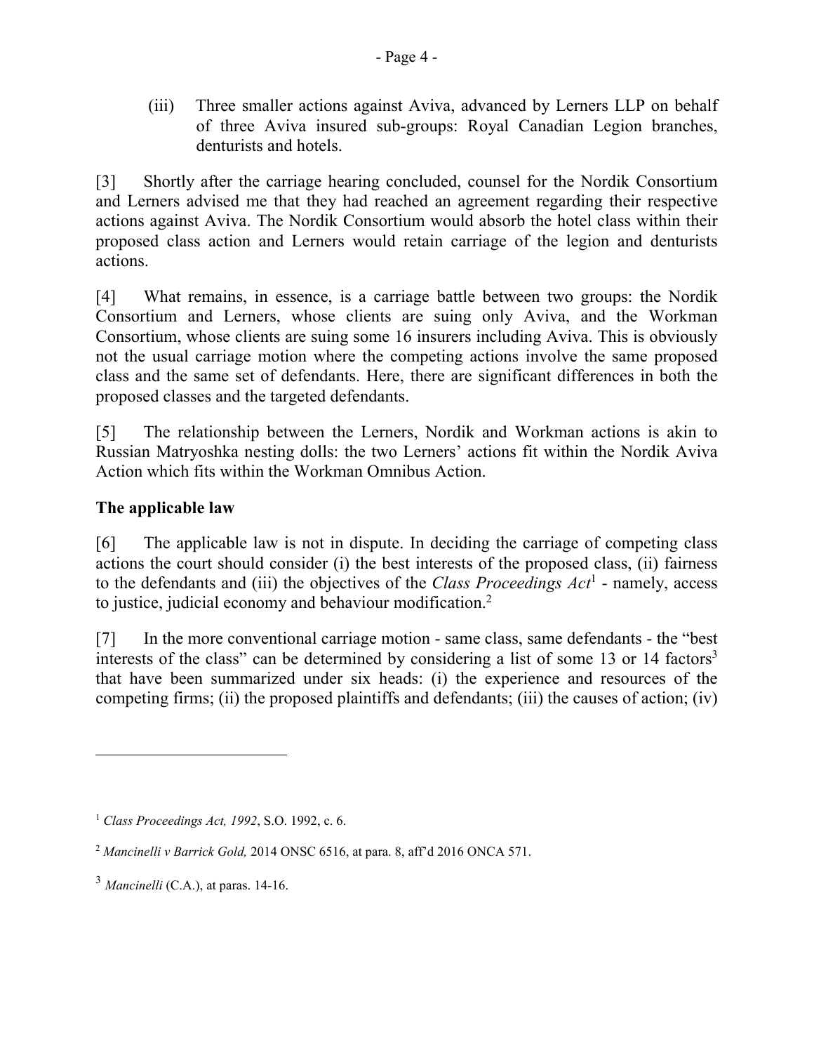(iii) Three smaller actions against Aviva, advanced by Lerners LLP on behalf of three Aviva insured sub-groups: Royal Canadian Legion branches, denturists and hotels.

[3] Shortly after the carriage hearing concluded, counsel for the Nordik Consortium and Lerners advised me that they had reached an agreement regarding their respective actions against Aviva. The Nordik Consortium would absorb the hotel class within their proposed class action and Lerners would retain carriage of the legion and denturists actions.

[4] What remains, in essence, is a carriage battle between two groups: the Nordik Consortium and Lerners, whose clients are suing only Aviva, and the Workman Consortium, whose clients are suing some 16 insurers including Aviva. This is obviously not the usual carriage motion where the competing actions involve the same proposed class and the same set of defendants. Here, there are significant differences in both the proposed classes and the targeted defendants.

[5] The relationship between the Lerners, Nordik and Workman actions is akin to Russian Matryoshka nesting dolls: the two Lerners' actions fit within the Nordik Aviva Action which fits within the Workman Omnibus Action.

### The applicable law

[6] The applicable law is not in dispute. In deciding the carriage of competing class actions the court should consider (i) the best interests of the proposed class, (ii) fairness to the defendants and (iii) the objectives of the *Class Proceedings Act*[1] - namely, access to justice, judicial economy and behaviour modification.[2]

[7] In the more conventional carriage motion - same class, same defendants - the "best interests of the class" can be determined by considering a list of some 13 or 14 factors[3] that have been summarized under six heads: (i) the experience and resources of the competing firms; (ii) the proposed plaintiffs and defendants; (iii) the causes of action; (iv)

---

[1] *Class Proceedings Act, 1992*, S.O. 1992, c. 6.

[2] *Mancinelli v Barrick Gold,* 2014 ONSC 6516, at para. 8, aff'd 2016 ONCA 571.

[3] *Mancinelli* (C.A.), at paras. 14-16.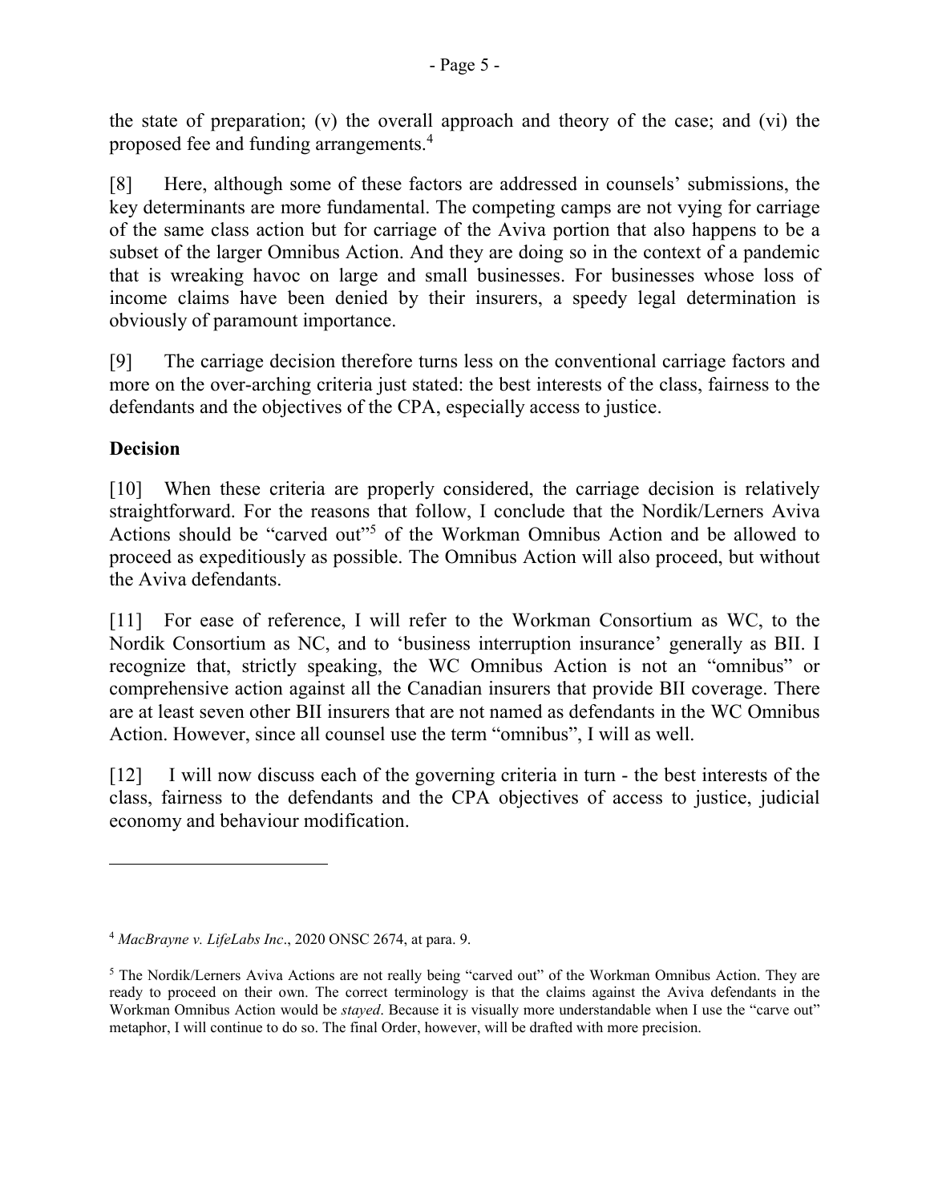the state of preparation; (v) the overall approach and theory of the case; and (vi) the proposed fee and funding arrangements.[4]

[8] Here, although some of these factors are addressed in counsels' submissions, the key determinants are more fundamental. The competing camps are not vying for carriage of the same class action but for carriage of the Aviva portion that also happens to be a subset of the larger Omnibus Action. And they are doing so in the context of a pandemic that is wreaking havoc on large and small businesses. For businesses whose loss of income claims have been denied by their insurers, a speedy legal determination is obviously of paramount importance.

[9] The carriage decision therefore turns less on the conventional carriage factors and more on the over-arching criteria just stated: the best interests of the class, fairness to the defendants and the objectives of the CPA, especially access to justice.

**Decision**

[10] When these criteria are properly considered, the carriage decision is relatively straightforward. For the reasons that follow, I conclude that the Nordik/Lerners Aviva Actions should be "carved out"[5] of the Workman Omnibus Action and be allowed to proceed as expeditiously as possible. The Omnibus Action will also proceed, but without the Aviva defendants.

[11] For ease of reference, I will refer to the Workman Consortium as WC, to the Nordik Consortium as NC, and to 'business interruption insurance' generally as BII. I recognize that, strictly speaking, the WC Omnibus Action is not an "omnibus" or comprehensive action against all the Canadian insurers that provide BII coverage. There are at least seven other BII insurers that are not named as defendants in the WC Omnibus Action. However, since all counsel use the term "omnibus", I will as well.

[12] I will now discuss each of the governing criteria in turn - the best interests of the class, fairness to the defendants and the CPA objectives of access to justice, judicial economy and behaviour modification.

---

[4] *MacBrayne v. LifeLabs Inc*., 2020 ONSC 2674, at para. 9.

[5] The Nordik/Lerners Aviva Actions are not really being "carved out" of the Workman Omnibus Action. They are ready to proceed on their own. The correct terminology is that the claims against the Aviva defendants in the Workman Omnibus Action would be *stayed*. Because it is visually more understandable when I use the "carve out" metaphor, I will continue to do so. The final Order, however, will be drafted with more precision.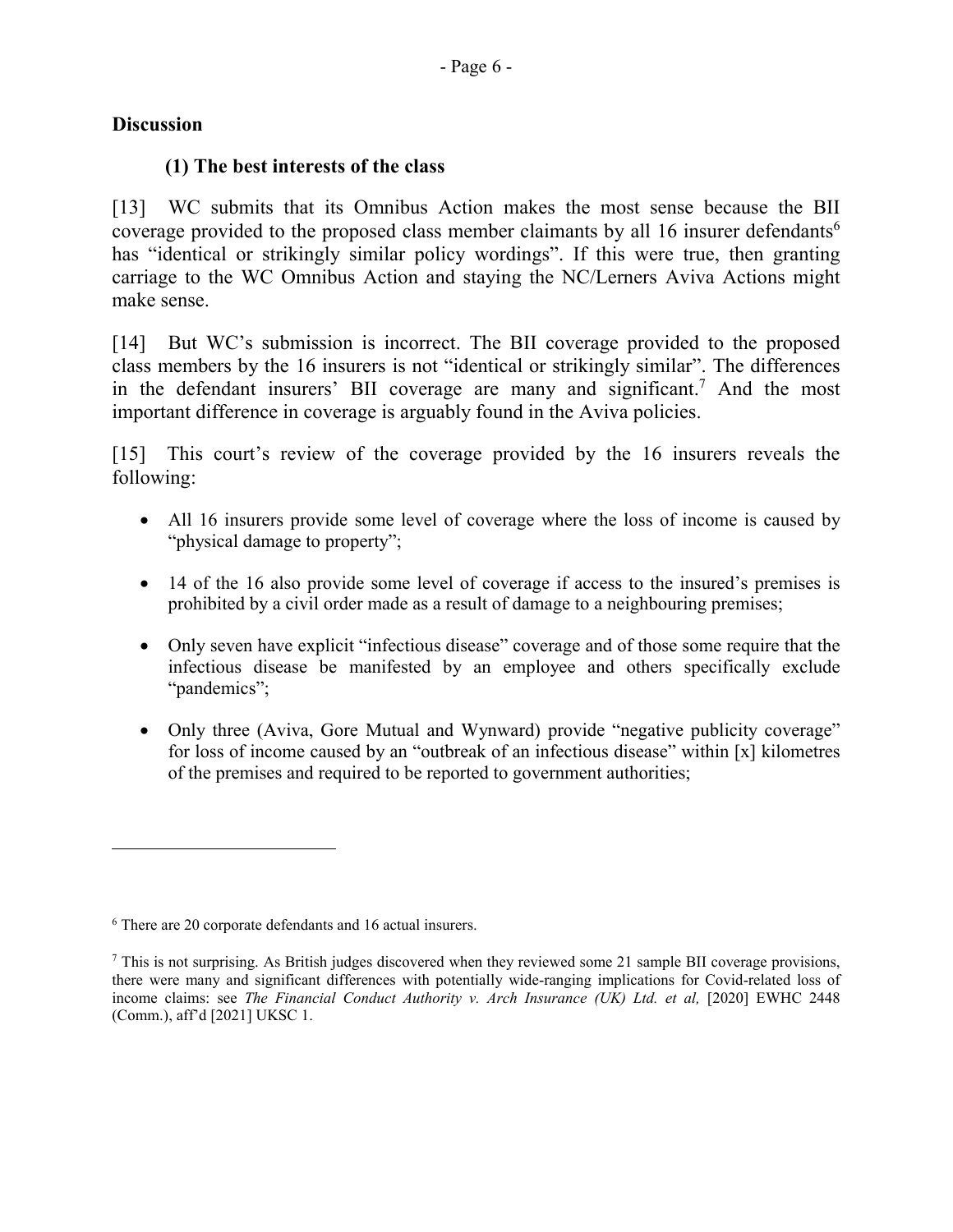## Discussion

### (1) The best interests of the class

[13] WC submits that its Omnibus Action makes the most sense because the BII coverage provided to the proposed class member claimants by all 16 insurer defendants[6] has "identical or strikingly similar policy wordings". If this were true, then granting carriage to the WC Omnibus Action and staying the NC/Lerners Aviva Actions might make sense.

[14] But WC's submission is incorrect. The BII coverage provided to the proposed class members by the 16 insurers is not "identical or strikingly similar". The differences in the defendant insurers' BII coverage are many and significant.[7] And the most important difference in coverage is arguably found in the Aviva policies.

[15] This court's review of the coverage provided by the 16 insurers reveals the following:

- All 16 insurers provide some level of coverage where the loss of income is caused by "physical damage to property";
- 14 of the 16 also provide some level of coverage if access to the insured's premises is prohibited by a civil order made as a result of damage to a neighbouring premises;
- Only seven have explicit "infectious disease" coverage and of those some require that the infectious disease be manifested by an employee and others specifically exclude "pandemics";
- Only three (Aviva, Gore Mutual and Wynward) provide "negative publicity coverage" for loss of income caused by an "outbreak of an infectious disease" within [x] kilometres of the premises and required to be reported to government authorities;

---

[6] There are 20 corporate defendants and 16 actual insurers.

[7] This is not surprising. As British judges discovered when they reviewed some 21 sample BII coverage provisions, there were many and significant differences with potentially wide-ranging implications for Covid-related loss of income claims: see *The Financial Conduct Authority v. Arch Insurance (UK) Ltd. et al,* [2020] EWHC 2448 (Comm.), aff'd [2021] UKSC 1.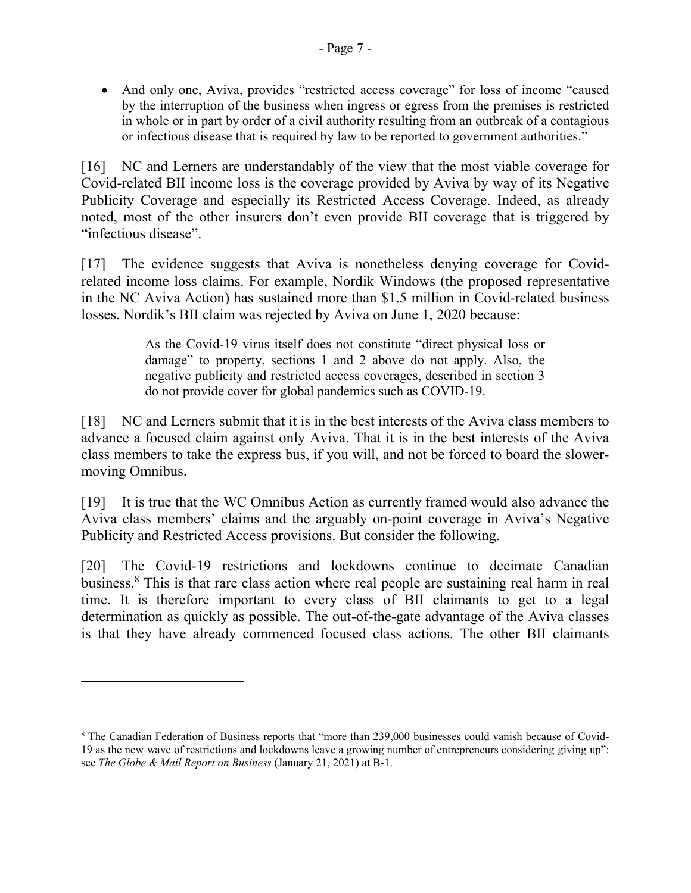- And only one, Aviva, provides "restricted access coverage" for loss of income "caused by the interruption of the business when ingress or egress from the premises is restricted in whole or in part by order of a civil authority resulting from an outbreak of a contagious or infectious disease that is required by law to be reported to government authorities."

[16] NC and Lerners are understandably of the view that the most viable coverage for Covid-related BII income loss is the coverage provided by Aviva by way of its Negative Publicity Coverage and especially its Restricted Access Coverage. Indeed, as already noted, most of the other insurers don't even provide BII coverage that is triggered by "infectious disease".

[17] The evidence suggests that Aviva is nonetheless denying coverage for Covid-related income loss claims. For example, Nordik Windows (the proposed representative in the NC Aviva Action) has sustained more than $1.5 million in Covid-related business losses. Nordik's BII claim was rejected by Aviva on June 1, 2020 because:

> As the Covid-19 virus itself does not constitute "direct physical loss or damage" to property, sections 1 and 2 above do not apply. Also, the negative publicity and restricted access coverages, described in section 3 do not provide cover for global pandemics such as COVID-19.

[18] NC and Lerners submit that it is in the best interests of the Aviva class members to advance a focused claim against only Aviva. That it is in the best interests of the Aviva class members to take the express bus, if you will, and not be forced to board the slower-moving Omnibus.

[19] It is true that the WC Omnibus Action as currently framed would also advance the Aviva class members' claims and the arguably on-point coverage in Aviva's Negative Publicity and Restricted Access provisions. But consider the following.

[20] The Covid-19 restrictions and lockdowns continue to decimate Canadian business.[8] This is that rare class action where real people are sustaining real harm in real time. It is therefore important to every class of BII claimants to get to a legal determination as quickly as possible. The out-of-the-gate advantage of the Aviva classes is that they have already commenced focused class actions. The other BII claimants

---

[8] The Canadian Federation of Business reports that "more than 239,000 businesses could vanish because of Covid-19 as the new wave of restrictions and lockdowns leave a growing number of entrepreneurs considering giving up": see *The Globe & Mail Report on Business* (January 21, 2021) at B-1.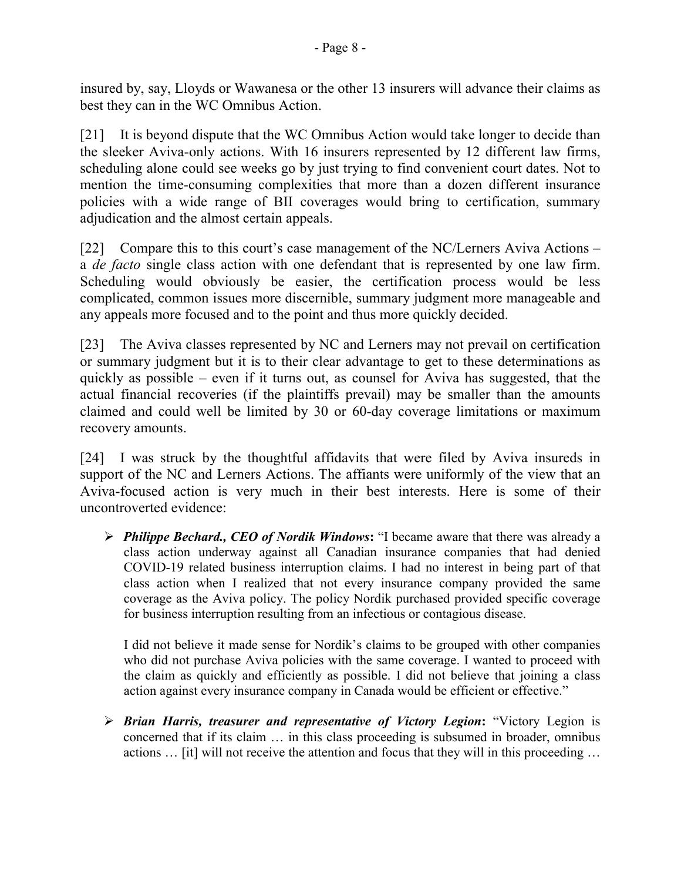insured by, say, Lloyds or Wawanesa or the other 13 insurers will advance their claims as best they can in the WC Omnibus Action.

[21] It is beyond dispute that the WC Omnibus Action would take longer to decide than the sleeker Aviva-only actions. With 16 insurers represented by 12 different law firms, scheduling alone could see weeks go by just trying to find convenient court dates. Not to mention the time-consuming complexities that more than a dozen different insurance policies with a wide range of BII coverages would bring to certification, summary adjudication and the almost certain appeals.

[22] Compare this to this court's case management of the NC/Lerners Aviva Actions – a *de facto* single class action with one defendant that is represented by one law firm. Scheduling would obviously be easier, the certification process would be less complicated, common issues more discernible, summary judgment more manageable and any appeals more focused and to the point and thus more quickly decided.

[23] The Aviva classes represented by NC and Lerners may not prevail on certification or summary judgment but it is to their clear advantage to get to these determinations as quickly as possible – even if it turns out, as counsel for Aviva has suggested, that the actual financial recoveries (if the plaintiffs prevail) may be smaller than the amounts claimed and could well be limited by 30 or 60-day coverage limitations or maximum recovery amounts.

[24] I was struck by the thoughtful affidavits that were filed by Aviva insureds in support of the NC and Lerners Actions. The affiants were uniformly of the view that an Aviva-focused action is very much in their best interests. Here is some of their uncontroverted evidence:

- ***Philippe Bechard., CEO of Nordik Windows*:** "I became aware that there was already a class action underway against all Canadian insurance companies that had denied COVID-19 related business interruption claims. I had no interest in being part of that class action when I realized that not every insurance company provided the same coverage as the Aviva policy. The policy Nordik purchased provided specific coverage for business interruption resulting from an infectious or contagious disease.

  I did not believe it made sense for Nordik's claims to be grouped with other companies who did not purchase Aviva policies with the same coverage. I wanted to proceed with the claim as quickly and efficiently as possible. I did not believe that joining a class action against every insurance company in Canada would be efficient or effective."

- ***Brian Harris, treasurer and representative of Victory Legion*:** "Victory Legion is concerned that if its claim … in this class proceeding is subsumed in broader, omnibus actions … [it] will not receive the attention and focus that they will in this proceeding …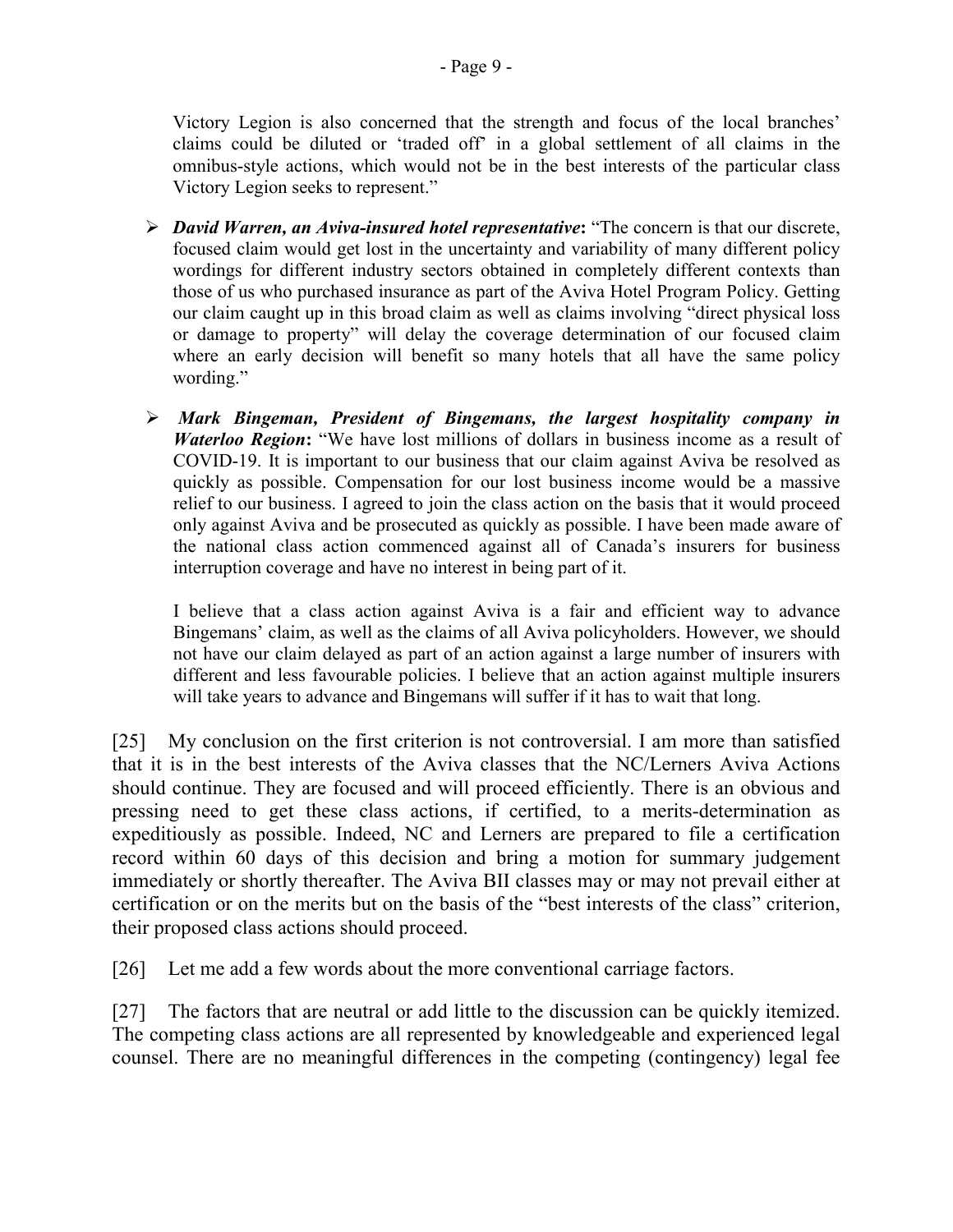Victory Legion is also concerned that the strength and focus of the local branches' claims could be diluted or 'traded off' in a global settlement of all claims in the omnibus-style actions, which would not be in the best interests of the particular class Victory Legion seeks to represent."

- ***David Warren, an Aviva-insured hotel representative*:** "The concern is that our discrete, focused claim would get lost in the uncertainty and variability of many different policy wordings for different industry sectors obtained in completely different contexts than those of us who purchased insurance as part of the Aviva Hotel Program Policy. Getting our claim caught up in this broad claim as well as claims involving "direct physical loss or damage to property" will delay the coverage determination of our focused claim where an early decision will benefit so many hotels that all have the same policy wording."

- ***Mark Bingeman, President of Bingemans, the largest hospitality company in Waterloo Region*:** "We have lost millions of dollars in business income as a result of COVID-19. It is important to our business that our claim against Aviva be resolved as quickly as possible. Compensation for our lost business income would be a massive relief to our business. I agreed to join the class action on the basis that it would proceed only against Aviva and be prosecuted as quickly as possible. I have been made aware of the national class action commenced against all of Canada's insurers for business interruption coverage and have no interest in being part of it.

  I believe that a class action against Aviva is a fair and efficient way to advance Bingemans' claim, as well as the claims of all Aviva policyholders. However, we should not have our claim delayed as part of an action against a large number of insurers with different and less favourable policies. I believe that an action against multiple insurers will take years to advance and Bingemans will suffer if it has to wait that long.

[25] My conclusion on the first criterion is not controversial. I am more than satisfied that it is in the best interests of the Aviva classes that the NC/Lerners Aviva Actions should continue. They are focused and will proceed efficiently. There is an obvious and pressing need to get these class actions, if certified, to a merits-determination as expeditiously as possible. Indeed, NC and Lerners are prepared to file a certification record within 60 days of this decision and bring a motion for summary judgement immediately or shortly thereafter. The Aviva BII classes may or may not prevail either at certification or on the merits but on the basis of the "best interests of the class" criterion, their proposed class actions should proceed.

[26] Let me add a few words about the more conventional carriage factors.

[27] The factors that are neutral or add little to the discussion can be quickly itemized. The competing class actions are all represented by knowledgeable and experienced legal counsel. There are no meaningful differences in the competing (contingency) legal fee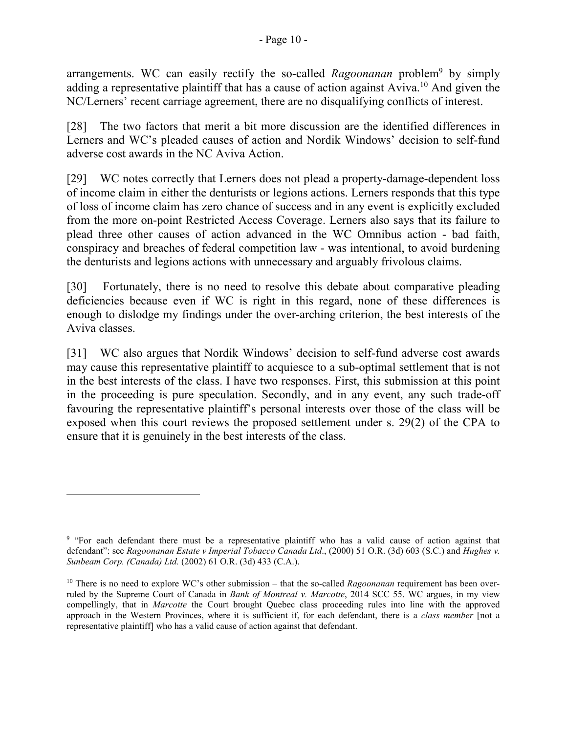arrangements. WC can easily rectify the so-called *Ragoonanan* problem[9] by simply adding a representative plaintiff that has a cause of action against Aviva.[10] And given the NC/Lerners' recent carriage agreement, there are no disqualifying conflicts of interest.

[28] The two factors that merit a bit more discussion are the identified differences in Lerners and WC's pleaded causes of action and Nordik Windows' decision to self-fund adverse cost awards in the NC Aviva Action.

[29] WC notes correctly that Lerners does not plead a property-damage-dependent loss of income claim in either the denturists or legions actions. Lerners responds that this type of loss of income claim has zero chance of success and in any event is explicitly excluded from the more on-point Restricted Access Coverage. Lerners also says that its failure to plead three other causes of action advanced in the WC Omnibus action - bad faith, conspiracy and breaches of federal competition law - was intentional, to avoid burdening the denturists and legions actions with unnecessary and arguably frivolous claims.

[30] Fortunately, there is no need to resolve this debate about comparative pleading deficiencies because even if WC is right in this regard, none of these differences is enough to dislodge my findings under the over-arching criterion, the best interests of the Aviva classes.

[31] WC also argues that Nordik Windows' decision to self-fund adverse cost awards may cause this representative plaintiff to acquiesce to a sub-optimal settlement that is not in the best interests of the class. I have two responses. First, this submission at this point in the proceeding is pure speculation. Secondly, and in any event, any such trade-off favouring the representative plaintiff's personal interests over those of the class will be exposed when this court reviews the proposed settlement under s. 29(2) of the CPA to ensure that it is genuinely in the best interests of the class.

---

[9] "For each defendant there must be a representative plaintiff who has a valid cause of action against that defendant": see *Ragoonanan Estate v Imperial Tobacco Canada Ltd*., (2000) 51 O.R. (3d) 603 (S.C.) and *Hughes v. Sunbeam Corp. (Canada) Ltd.* (2002) 61 O.R. (3d) 433 (C.A.).

[10] There is no need to explore WC's other submission – that the so-called *Ragoonanan* requirement has been over-ruled by the Supreme Court of Canada in *Bank of Montreal v. Marcotte*, 2014 SCC 55. WC argues, in my view compellingly, that in *Marcotte* the Court brought Quebec class proceeding rules into line with the approved approach in the Western Provinces, where it is sufficient if, for each defendant, there is a *class member* [not a representative plaintiff] who has a valid cause of action against that defendant.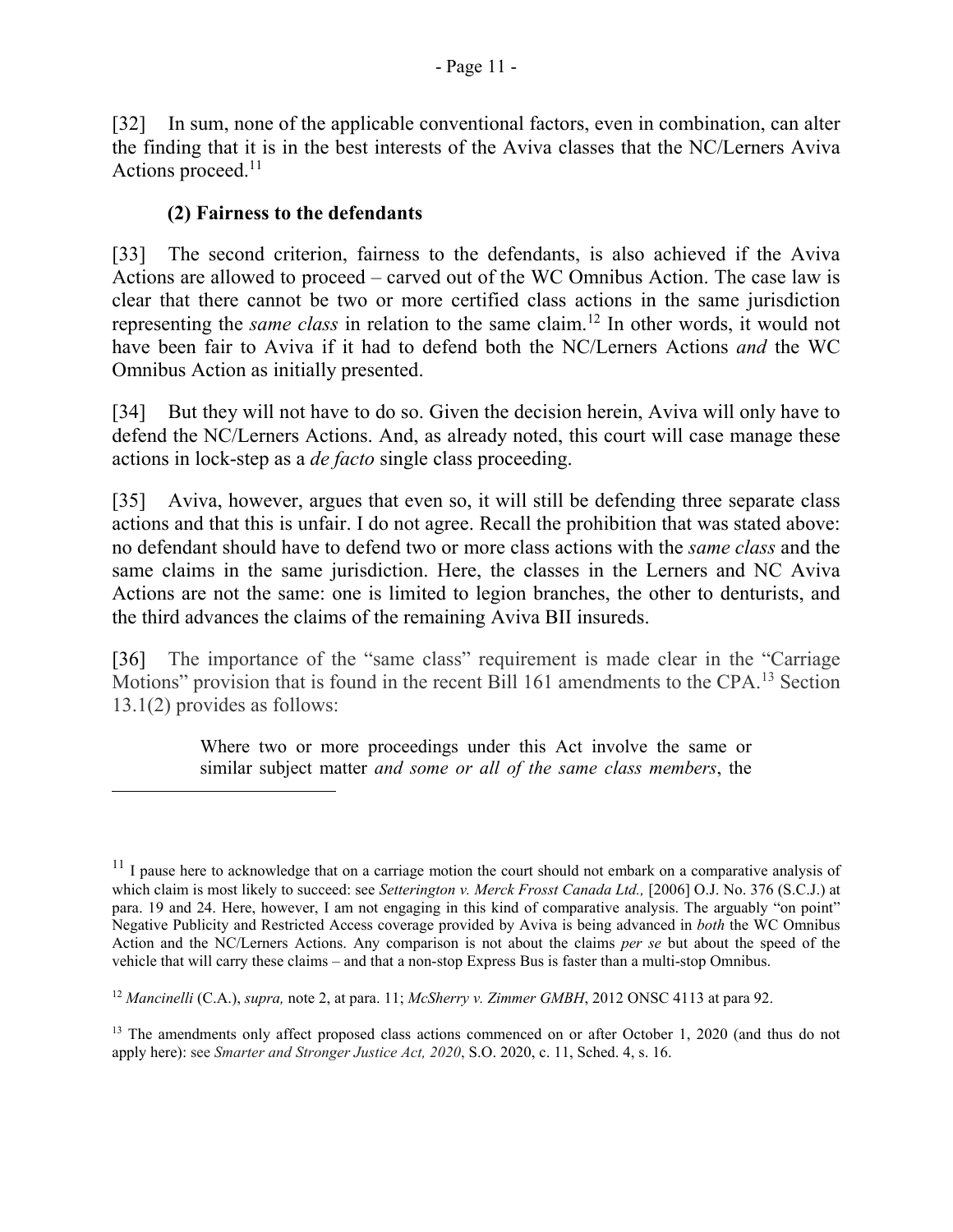[32] In sum, none of the applicable conventional factors, even in combination, can alter the finding that it is in the best interests of the Aviva classes that the NC/Lerners Aviva Actions proceed.[11]

### (2) Fairness to the defendants

[33] The second criterion, fairness to the defendants, is also achieved if the Aviva Actions are allowed to proceed – carved out of the WC Omnibus Action. The case law is clear that there cannot be two or more certified class actions in the same jurisdiction representing the *same class* in relation to the same claim.[12] In other words, it would not have been fair to Aviva if it had to defend both the NC/Lerners Actions *and* the WC Omnibus Action as initially presented.

[34] But they will not have to do so. Given the decision herein, Aviva will only have to defend the NC/Lerners Actions. And, as already noted, this court will case manage these actions in lock-step as a *de facto* single class proceeding.

[35] Aviva, however, argues that even so, it will still be defending three separate class actions and that this is unfair. I do not agree. Recall the prohibition that was stated above: no defendant should have to defend two or more class actions with the *same class* and the same claims in the same jurisdiction. Here, the classes in the Lerners and NC Aviva Actions are not the same: one is limited to legion branches, the other to denturists, and the third advances the claims of the remaining Aviva BII insureds.

[36] The importance of the "same class" requirement is made clear in the "Carriage Motions" provision that is found in the recent Bill 161 amendments to the CPA.[13] Section 13.1(2) provides as follows:

> Where two or more proceedings under this Act involve the same or similar subject matter *and some or all of the same class members*, the

---

[11] I pause here to acknowledge that on a carriage motion the court should not embark on a comparative analysis of which claim is most likely to succeed: see *Setterington v. Merck Frosst Canada Ltd.,* [2006] O.J. No. 376 (S.C.J.) at para. 19 and 24. Here, however, I am not engaging in this kind of comparative analysis. The arguably "on point" Negative Publicity and Restricted Access coverage provided by Aviva is being advanced in *both* the WC Omnibus Action and the NC/Lerners Actions. Any comparison is not about the claims *per se* but about the speed of the vehicle that will carry these claims – and that a non-stop Express Bus is faster than a multi-stop Omnibus.

[12] *Mancinelli* (C.A.), *supra,* note 2, at para. 11; *McSherry v. Zimmer GMBH*, 2012 ONSC 4113 at para 92.

[13] The amendments only affect proposed class actions commenced on or after October 1, 2020 (and thus do not apply here): see *Smarter and Stronger Justice Act, 2020*, S.O. 2020, c. 11, Sched. 4, s. 16.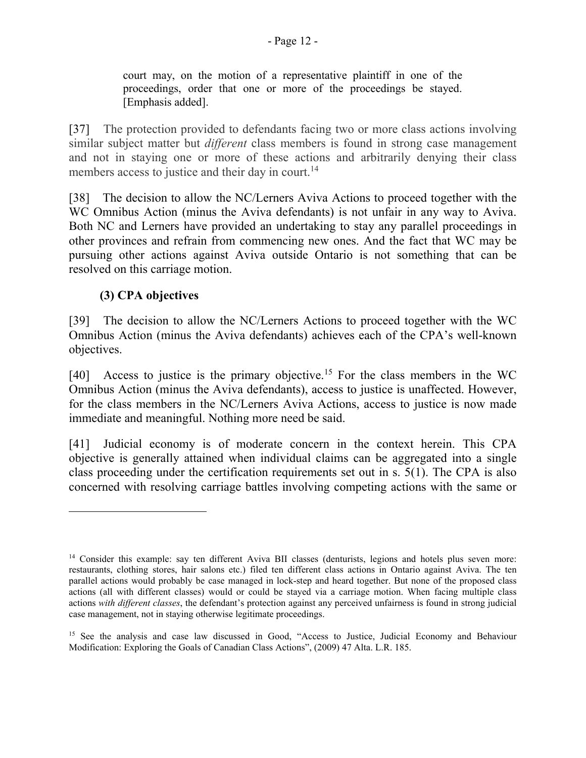> court may, on the motion of a representative plaintiff in one of the proceedings, order that one or more of the proceedings be stayed. [Emphasis added].

[37] The protection provided to defendants facing two or more class actions involving similar subject matter but *different* class members is found in strong case management and not in staying one or more of these actions and arbitrarily denying their class members access to justice and their day in court.[14]

[38] The decision to allow the NC/Lerners Aviva Actions to proceed together with the WC Omnibus Action (minus the Aviva defendants) is not unfair in any way to Aviva. Both NC and Lerners have provided an undertaking to stay any parallel proceedings in other provinces and refrain from commencing new ones. And the fact that WC may be pursuing other actions against Aviva outside Ontario is not something that can be resolved on this carriage motion.

### (3) CPA objectives

[39] The decision to allow the NC/Lerners Actions to proceed together with the WC Omnibus Action (minus the Aviva defendants) achieves each of the CPA's well-known objectives.

[40] Access to justice is the primary objective.[15] For the class members in the WC Omnibus Action (minus the Aviva defendants), access to justice is unaffected. However, for the class members in the NC/Lerners Aviva Actions, access to justice is now made immediate and meaningful. Nothing more need be said.

[41] Judicial economy is of moderate concern in the context herein. This CPA objective is generally attained when individual claims can be aggregated into a single class proceeding under the certification requirements set out in s. 5(1). The CPA is also concerned with resolving carriage battles involving competing actions with the same or

---

[14] Consider this example: say ten different Aviva BII classes (denturists, legions and hotels plus seven more: restaurants, clothing stores, hair salons etc.) filed ten different class actions in Ontario against Aviva. The ten parallel actions would probably be case managed in lock-step and heard together. But none of the proposed class actions (all with different classes) would or could be stayed via a carriage motion. When facing multiple class actions *with different classes*, the defendant's protection against any perceived unfairness is found in strong judicial case management, not in staying otherwise legitimate proceedings.

[15] See the analysis and case law discussed in Good, "Access to Justice, Judicial Economy and Behaviour Modification: Exploring the Goals of Canadian Class Actions", (2009) 47 Alta. L.R. 185.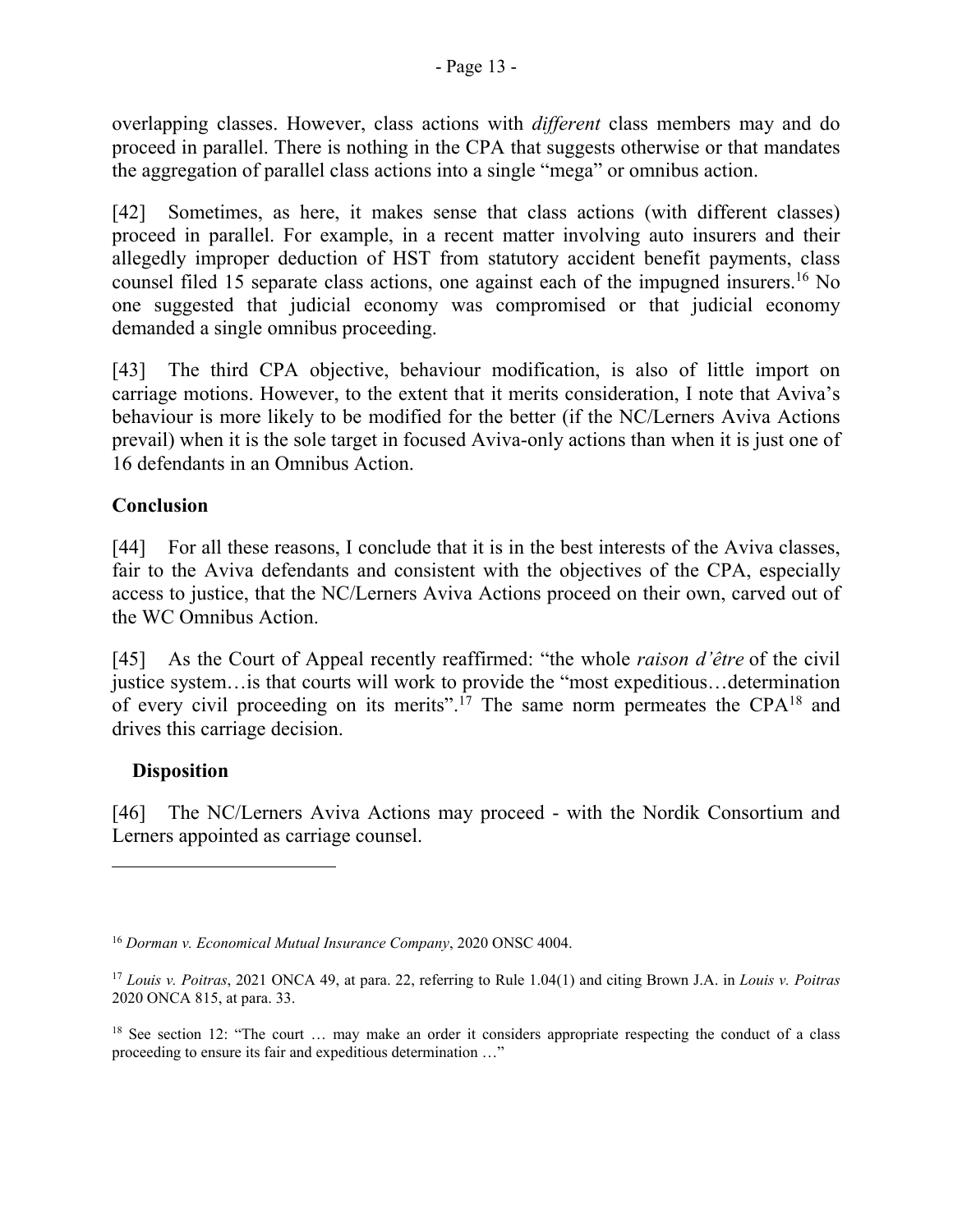overlapping classes. However, class actions with *different* class members may and do proceed in parallel. There is nothing in the CPA that suggests otherwise or that mandates the aggregation of parallel class actions into a single "mega" or omnibus action.

[42] Sometimes, as here, it makes sense that class actions (with different classes) proceed in parallel. For example, in a recent matter involving auto insurers and their allegedly improper deduction of HST from statutory accident benefit payments, class counsel filed 15 separate class actions, one against each of the impugned insurers.[16] No one suggested that judicial economy was compromised or that judicial economy demanded a single omnibus proceeding.

[43] The third CPA objective, behaviour modification, is also of little import on carriage motions. However, to the extent that it merits consideration, I note that Aviva's behaviour is more likely to be modified for the better (if the NC/Lerners Aviva Actions prevail) when it is the sole target in focused Aviva-only actions than when it is just one of 16 defendants in an Omnibus Action.

## Conclusion

[44] For all these reasons, I conclude that it is in the best interests of the Aviva classes, fair to the Aviva defendants and consistent with the objectives of the CPA, especially access to justice, that the NC/Lerners Aviva Actions proceed on their own, carved out of the WC Omnibus Action.

[45] As the Court of Appeal recently reaffirmed: "the whole *raison d'être* of the civil justice system…is that courts will work to provide the "most expeditious…determination of every civil proceeding on its merits".[17] The same norm permeates the CPA[18] and drives this carriage decision.

## Disposition

[46] The NC/Lerners Aviva Actions may proceed - with the Nordik Consortium and Lerners appointed as carriage counsel.

---

[16] *Dorman v. Economical Mutual Insurance Company*, 2020 ONSC 4004.

[17] *Louis v. Poitras*, 2021 ONCA 49, at para. 22, referring to Rule 1.04(1) and citing Brown J.A. in *Louis v. Poitras* 2020 ONCA 815, at para. 33.

[18] See section 12: "The court … may make an order it considers appropriate respecting the conduct of a class proceeding to ensure its fair and expeditious determination …"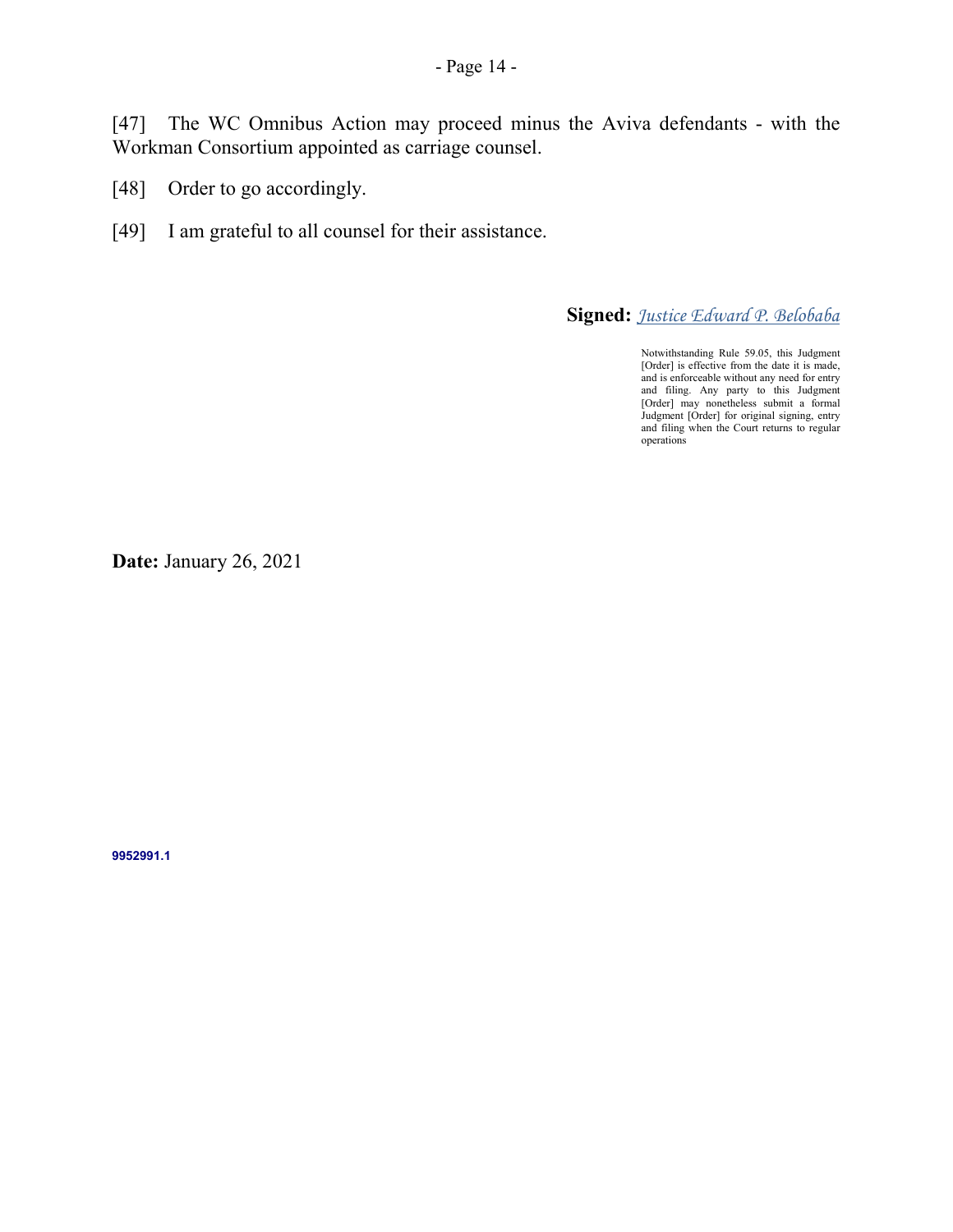[47] The WC Omnibus Action may proceed minus the Aviva defendants - with the Workman Consortium appointed as carriage counsel.

[48] Order to go accordingly.

[49] I am grateful to all counsel for their assistance.

**Signed:** *Justice Edward P. Belobaba*

Notwithstanding Rule 59.05, this Judgment [Order] is effective from the date it is made, and is enforceable without any need for entry and filing. Any party to this Judgment [Order] may nonetheless submit a formal Judgment [Order] for original signing, entry and filing when the Court returns to regular operations

**Date:** January 26, 2021

**9952991.1**